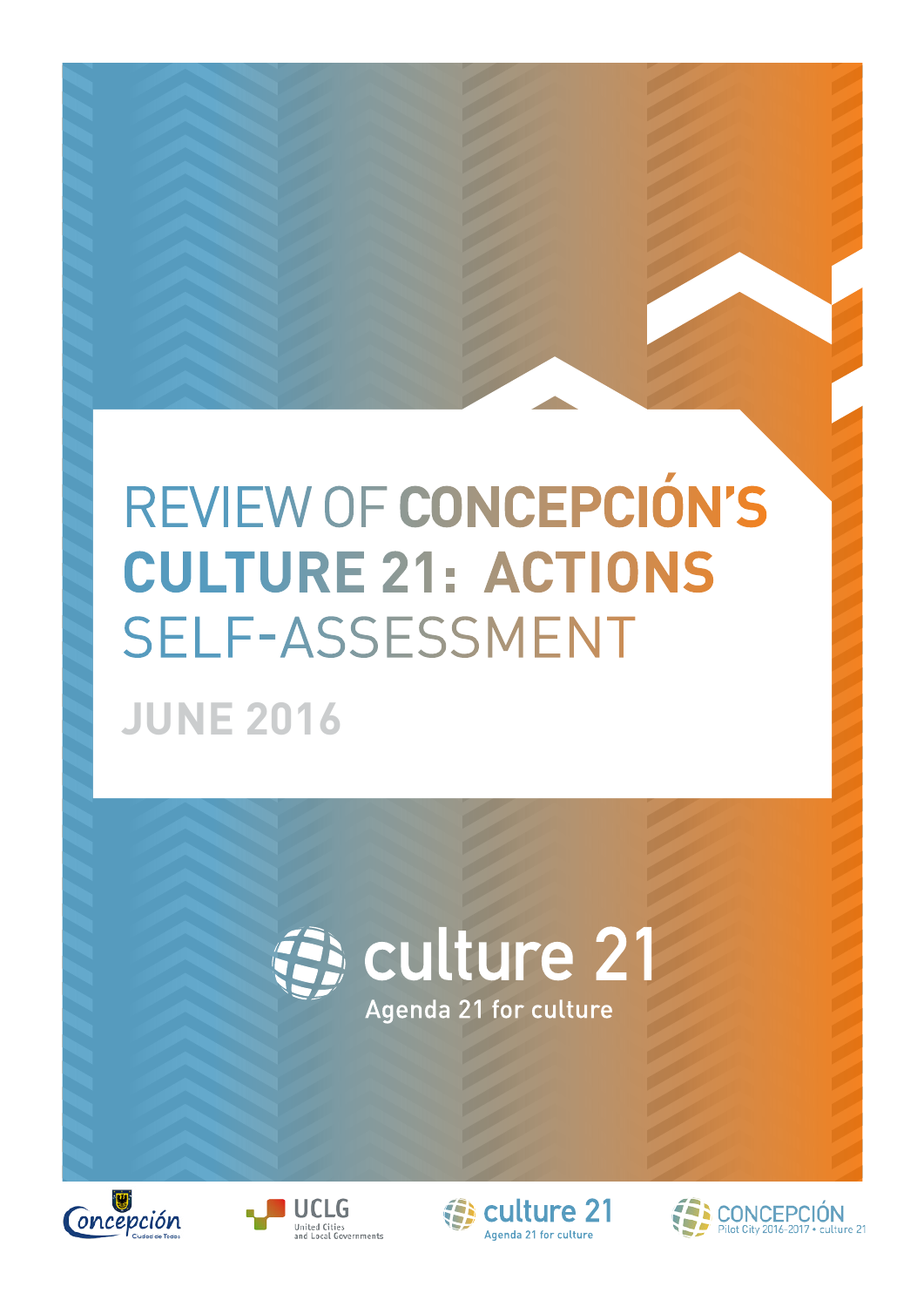# REVIEW OF CONCEPCIÓN'S CULTURE 21: ACTIONS SELF-ASSESSMENT

**JUNE 2016**

culture 21

Agenda 21 for culture

Concepción Ciudad de Todos

UCLG United Cities and Local Governments

culture 21 Agenda 21 for culture

CONCEPCIÓN Pilot City 2016-2017 • culture 21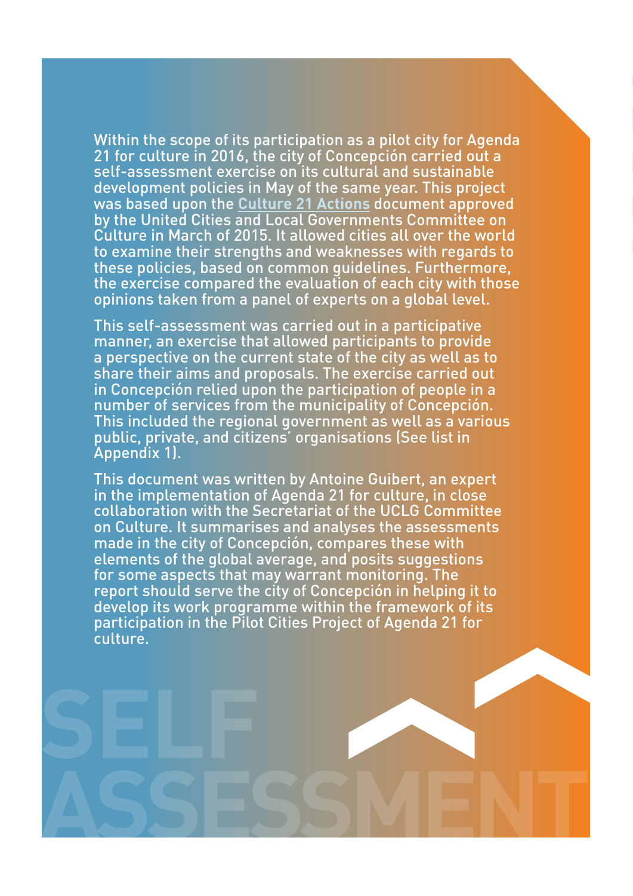Within the scope of its participation as a pilot city for Agenda 21 for culture in 2016, the city of Concepción carried out a self-assessment exercise on its cultural and sustainable development policies in May of the same year. This project was based upon the **Culture 21 Actions** document approved by the United Cities and Local Governments Committee on Culture in March of 2015. It allowed cities all over the world to examine their strengths and weaknesses with regards to these policies, based on common guidelines. Furthermore, the exercise compared the evaluation of each city with those opinions taken from a panel of experts on a global level.

This self-assessment was carried out in a participative manner, an exercise that allowed participants to provide a perspective on the current state of the city as well as to share their aims and proposals. The exercise carried out in Concepción relied upon the participation of people in a number of services from the municipality of Concepción. This included the regional government as well as a various public, private, and citizens' organisations (See list in Appendix 1).

This document was written by Antoine Guibert, an expert in the implementation of Agenda 21 for culture, in close collaboration with the Secretariat of the UCLG Committee on Culture. It summarises and analyses the assessments made in the city of Concepción, compares these with elements of the global average, and posits suggestions for some aspects that may warrant monitoring. The report should serve the city of Concepción in helping it to develop its work programme within the framework of its participation in the Pilot Cities Project of Agenda 21 for culture.

SELF ASSESSMENT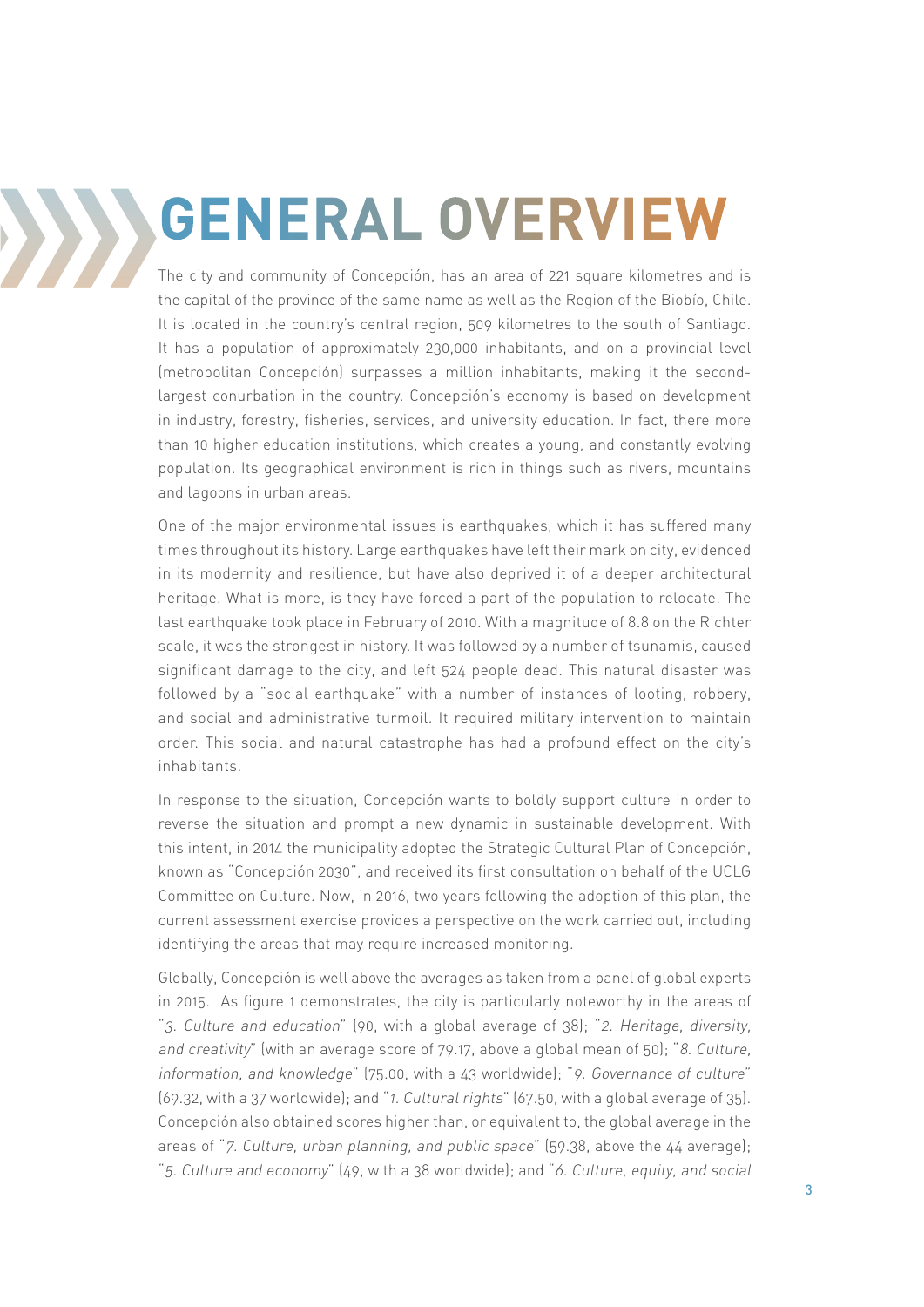# GENERAL OVERVIEW

The city and community of Concepción, has an area of 221 square kilometres and is the capital of the province of the same name as well as the Region of the Biobío, Chile. It is located in the country's central region, 509 kilometres to the south of Santiago. It has a population of approximately 230,000 inhabitants, and on a provincial level (metropolitan Concepción) surpasses a million inhabitants, making it the second-largest conurbation in the country. Concepción's economy is based on development in industry, forestry, fisheries, services, and university education. In fact, there more than 10 higher education institutions, which creates a young, and constantly evolving population. Its geographical environment is rich in things such as rivers, mountains and lagoons in urban areas.

One of the major environmental issues is earthquakes, which it has suffered many times throughout its history. Large earthquakes have left their mark on city, evidenced in its modernity and resilience, but have also deprived it of a deeper architectural heritage. What is more, is they have forced a part of the population to relocate. The last earthquake took place in February of 2010. With a magnitude of 8.8 on the Richter scale, it was the strongest in history. It was followed by a number of tsunamis, caused significant damage to the city, and left 524 people dead. This natural disaster was followed by a "social earthquake" with a number of instances of looting, robbery, and social and administrative turmoil. It required military intervention to maintain order. This social and natural catastrophe has had a profound effect on the city's inhabitants.

In response to the situation, Concepción wants to boldly support culture in order to reverse the situation and prompt a new dynamic in sustainable development. With this intent, in 2014 the municipality adopted the Strategic Cultural Plan of Concepción, known as "Concepción 2030", and received its first consultation on behalf of the UCLG Committee on Culture. Now, in 2016, two years following the adoption of this plan, the current assessment exercise provides a perspective on the work carried out, including identifying the areas that may require increased monitoring.

Globally, Concepción is well above the averages as taken from a panel of global experts in 2015. As figure 1 demonstrates, the city is particularly noteworthy in the areas of "*3. Culture and education*" (90, with a global average of 38); "*2. Heritage, diversity, and creativity*" (with an average score of 79.17, above a global mean of 50); "*8. Culture, information, and knowledge*" (75.00, with a 43 worldwide); "*9. Governance of culture*" (69.32, with a 37 worldwide); and "*1. Cultural rights*" (67.50, with a global average of 35). Concepción also obtained scores higher than, or equivalent to, the global average in the areas of "*7. Culture, urban planning, and public space*" (59.38, above the 44 average); "*5. Culture and economy*" (49, with a 38 worldwide); and "*6. Culture, equity, and social*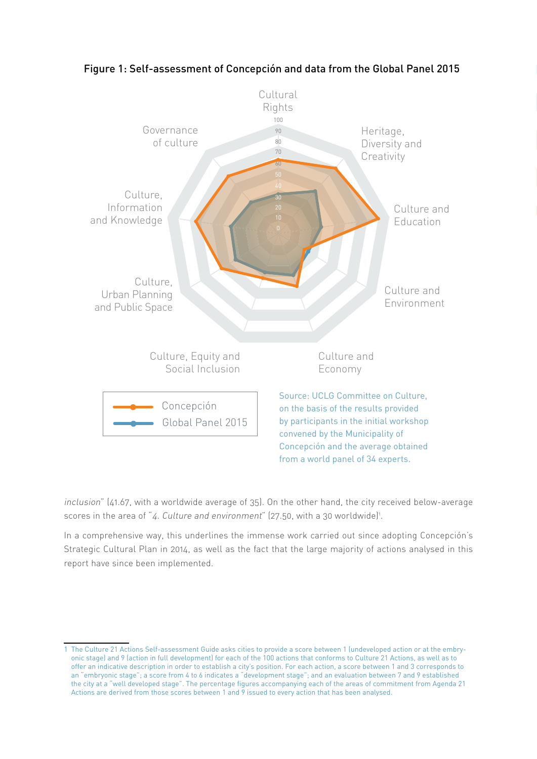**Figure 1: Self-assessment of Concepción and data from the Global Panel 2015**

Cultural Rights

Heritage, Diversity and Creativity

Culture and Education

Culture and Environment

Culture and Economy

Culture, Equity and Social Inclusion

Culture, Urban Planning and Public Space

Culture, Information and Knowledge

Governance of culture

0, 10, 20, 30, 40, 50, 60, 70, 80, 90, 100

Concepción

Global Panel 2015

Source: UCLG Committee on Culture, on the basis of the results provided by participants in the initial workshop convened by the Municipality of Concepción and the average obtained from a world panel of 34 experts.

*inclusion*" (41.67, with a worldwide average of 35). On the other hand, the city received below-average scores in the area of "*4. Culture and environment*" (27.50, with a 30 worldwide)[1].

In a comprehensive way, this underlines the immense work carried out since adopting Concepción's Strategic Cultural Plan in 2014, as well as the fact that the large majority of actions analysed in this report have since been implemented.

---

1 The Culture 21 Actions Self-assessment Guide asks cities to provide a score between 1 (undeveloped action or at the embryonic stage) and 9 (action in full development) for each of the 100 actions that conforms to Culture 21 Actions, as well as to offer an indicative description in order to establish a city's position. For each action, a score between 1 and 3 corresponds to an "embryonic stage"; a score from 4 to 6 indicates a "development stage"; and an evaluation between 7 and 9 established the city at a "well developed stage". The percentage figures accompanying each of the areas of commitment from Agenda 21 Actions are derived from those scores between 1 and 9 issued to every action that has been analysed.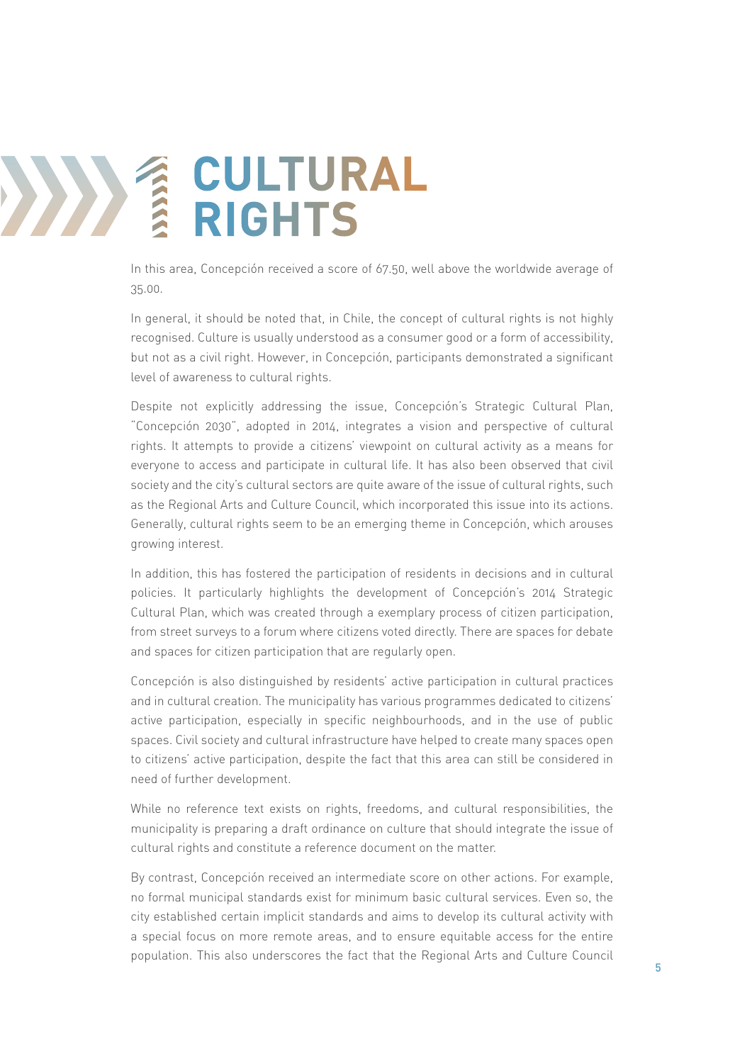# 1 CULTURAL RIGHTS

In this area, Concepción received a score of 67.50, well above the worldwide average of 35.00.

In general, it should be noted that, in Chile, the concept of cultural rights is not highly recognised. Culture is usually understood as a consumer good or a form of accessibility, but not as a civil right. However, in Concepción, participants demonstrated a significant level of awareness to cultural rights.

Despite not explicitly addressing the issue, Concepción's Strategic Cultural Plan, "Concepción 2030", adopted in 2014, integrates a vision and perspective of cultural rights. It attempts to provide a citizens' viewpoint on cultural activity as a means for everyone to access and participate in cultural life. It has also been observed that civil society and the city's cultural sectors are quite aware of the issue of cultural rights, such as the Regional Arts and Culture Council, which incorporated this issue into its actions. Generally, cultural rights seem to be an emerging theme in Concepción, which arouses growing interest.

In addition, this has fostered the participation of residents in decisions and in cultural policies. It particularly highlights the development of Concepción's 2014 Strategic Cultural Plan, which was created through a exemplary process of citizen participation, from street surveys to a forum where citizens voted directly. There are spaces for debate and spaces for citizen participation that are regularly open.

Concepción is also distinguished by residents' active participation in cultural practices and in cultural creation. The municipality has various programmes dedicated to citizens' active participation, especially in specific neighbourhoods, and in the use of public spaces. Civil society and cultural infrastructure have helped to create many spaces open to citizens' active participation, despite the fact that this area can still be considered in need of further development.

While no reference text exists on rights, freedoms, and cultural responsibilities, the municipality is preparing a draft ordinance on culture that should integrate the issue of cultural rights and constitute a reference document on the matter.

By contrast, Concepción received an intermediate score on other actions. For example, no formal municipal standards exist for minimum basic cultural services. Even so, the city established certain implicit standards and aims to develop its cultural activity with a special focus on more remote areas, and to ensure equitable access for the entire population. This also underscores the fact that the Regional Arts and Culture Council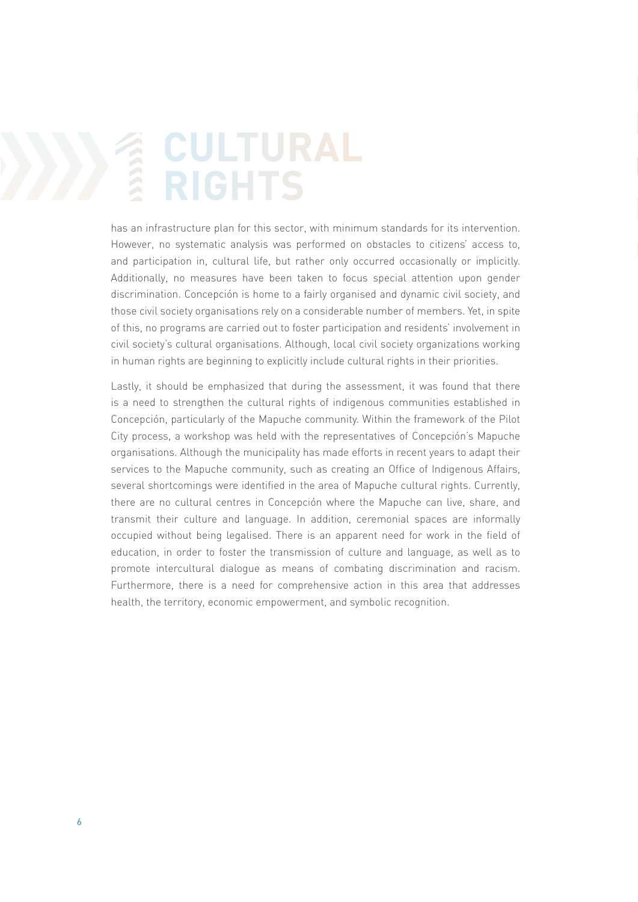# CULTURAL RIGHTS

has an infrastructure plan for this sector, with minimum standards for its intervention. However, no systematic analysis was performed on obstacles to citizens' access to, and participation in, cultural life, but rather only occurred occasionally or implicitly. Additionally, no measures have been taken to focus special attention upon gender discrimination. Concepción is home to a fairly organised and dynamic civil society, and those civil society organisations rely on a considerable number of members. Yet, in spite of this, no programs are carried out to foster participation and residents' involvement in civil society's cultural organisations. Although, local civil society organizations working in human rights are beginning to explicitly include cultural rights in their priorities.

Lastly, it should be emphasized that during the assessment, it was found that there is a need to strengthen the cultural rights of indigenous communities established in Concepción, particularly of the Mapuche community. Within the framework of the Pilot City process, a workshop was held with the representatives of Concepción's Mapuche organisations. Although the municipality has made efforts in recent years to adapt their services to the Mapuche community, such as creating an Office of Indigenous Affairs, several shortcomings were identified in the area of Mapuche cultural rights. Currently, there are no cultural centres in Concepción where the Mapuche can live, share, and transmit their culture and language. In addition, ceremonial spaces are informally occupied without being legalised. There is an apparent need for work in the field of education, in order to foster the transmission of culture and language, as well as to promote intercultural dialogue as means of combating discrimination and racism. Furthermore, there is a need for comprehensive action in this area that addresses health, the territory, economic empowerment, and symbolic recognition.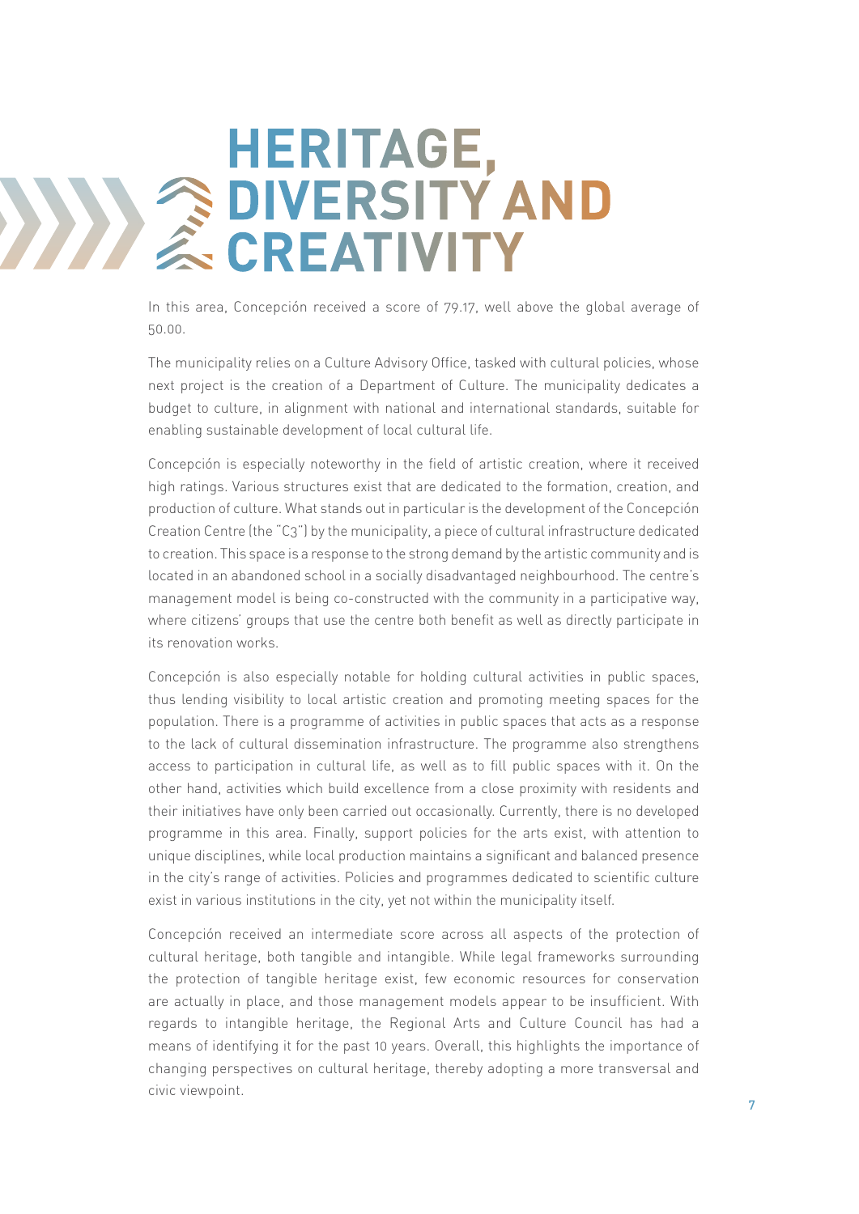# HERITAGE, DIVERSITY AND CREATIVITY

In this area, Concepción received a score of 79.17, well above the global average of 50.00.

The municipality relies on a Culture Advisory Office, tasked with cultural policies, whose next project is the creation of a Department of Culture. The municipality dedicates a budget to culture, in alignment with national and international standards, suitable for enabling sustainable development of local cultural life.

Concepción is especially noteworthy in the field of artistic creation, where it received high ratings. Various structures exist that are dedicated to the formation, creation, and production of culture. What stands out in particular is the development of the Concepción Creation Centre (the "C3") by the municipality, a piece of cultural infrastructure dedicated to creation. This space is a response to the strong demand by the artistic community and is located in an abandoned school in a socially disadvantaged neighbourhood. The centre's management model is being co-constructed with the community in a participative way, where citizens' groups that use the centre both benefit as well as directly participate in its renovation works.

Concepción is also especially notable for holding cultural activities in public spaces, thus lending visibility to local artistic creation and promoting meeting spaces for the population. There is a programme of activities in public spaces that acts as a response to the lack of cultural dissemination infrastructure. The programme also strengthens access to participation in cultural life, as well as to fill public spaces with it. On the other hand, activities which build excellence from a close proximity with residents and their initiatives have only been carried out occasionally. Currently, there is no developed programme in this area. Finally, support policies for the arts exist, with attention to unique disciplines, while local production maintains a significant and balanced presence in the city's range of activities. Policies and programmes dedicated to scientific culture exist in various institutions in the city, yet not within the municipality itself.

Concepción received an intermediate score across all aspects of the protection of cultural heritage, both tangible and intangible. While legal frameworks surrounding the protection of tangible heritage exist, few economic resources for conservation are actually in place, and those management models appear to be insufficient. With regards to intangible heritage, the Regional Arts and Culture Council has had a means of identifying it for the past 10 years. Overall, this highlights the importance of changing perspectives on cultural heritage, thereby adopting a more transversal and civic viewpoint.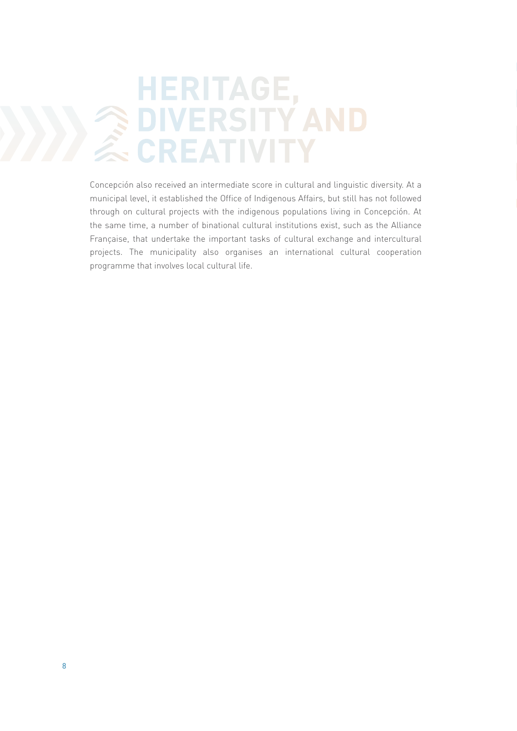# HERITAGE, DIVERSITY AND CREATIVITY

Concepción also received an intermediate score in cultural and linguistic diversity. At a municipal level, it established the Office of Indigenous Affairs, but still has not followed through on cultural projects with the indigenous populations living in Concepción. At the same time, a number of binational cultural institutions exist, such as the Alliance Française, that undertake the important tasks of cultural exchange and intercultural projects. The municipality also organises an international cultural cooperation programme that involves local cultural life.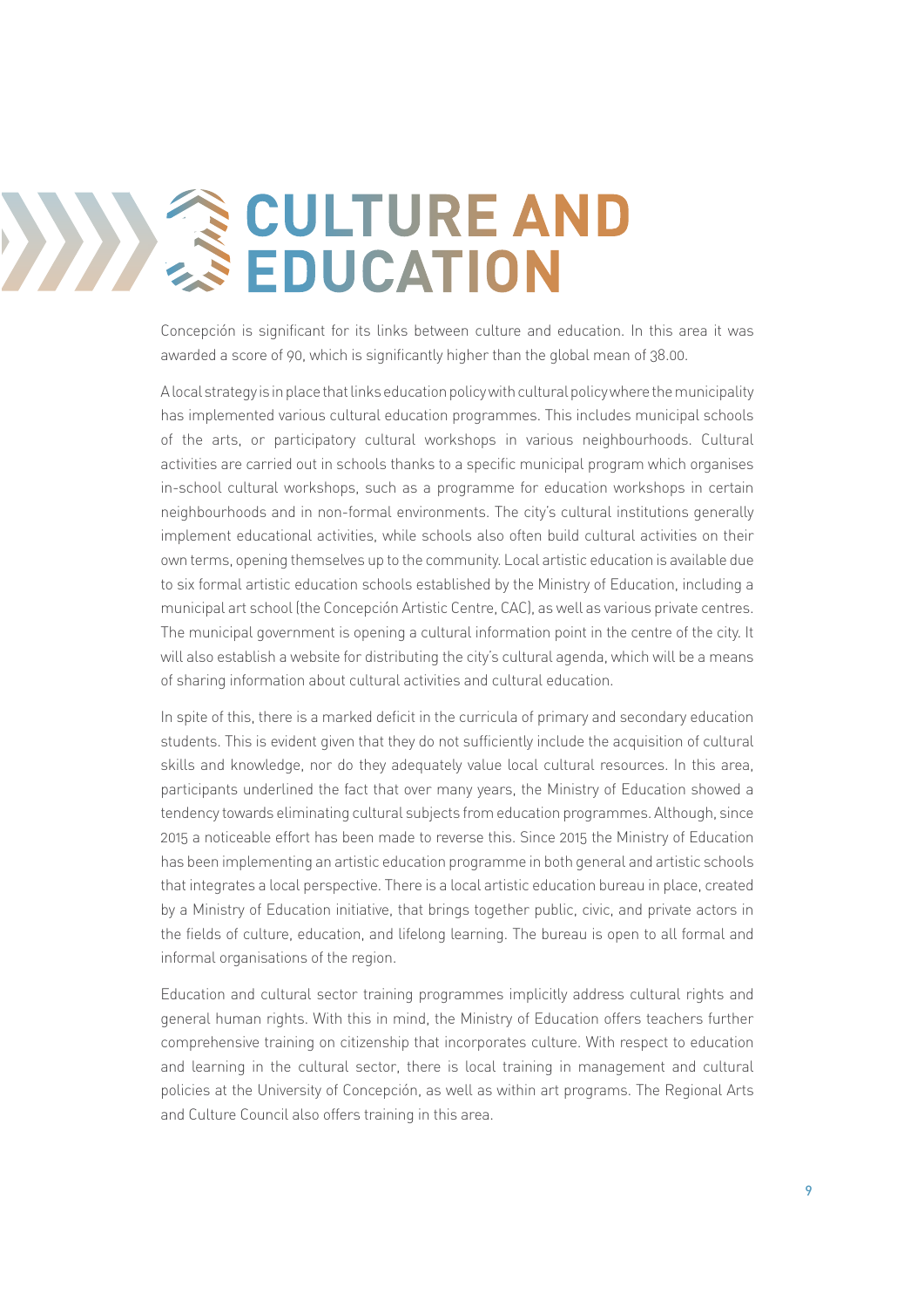# CULTURE AND EDUCATION

Concepción is significant for its links between culture and education. In this area it was awarded a score of 90, which is significantly higher than the global mean of 38.00.

A local strategy is in place that links education policy with cultural policy where the municipality has implemented various cultural education programmes. This includes municipal schools of the arts, or participatory cultural workshops in various neighbourhoods. Cultural activities are carried out in schools thanks to a specific municipal program which organises in-school cultural workshops, such as a programme for education workshops in certain neighbourhoods and in non-formal environments. The city's cultural institutions generally implement educational activities, while schools also often build cultural activities on their own terms, opening themselves up to the community. Local artistic education is available due to six formal artistic education schools established by the Ministry of Education, including a municipal art school (the Concepción Artistic Centre, CAC), as well as various private centres. The municipal government is opening a cultural information point in the centre of the city. It will also establish a website for distributing the city's cultural agenda, which will be a means of sharing information about cultural activities and cultural education.

In spite of this, there is a marked deficit in the curricula of primary and secondary education students. This is evident given that they do not sufficiently include the acquisition of cultural skills and knowledge, nor do they adequately value local cultural resources. In this area, participants underlined the fact that over many years, the Ministry of Education showed a tendency towards eliminating cultural subjects from education programmes. Although, since 2015 a noticeable effort has been made to reverse this. Since 2015 the Ministry of Education has been implementing an artistic education programme in both general and artistic schools that integrates a local perspective. There is a local artistic education bureau in place, created by a Ministry of Education initiative, that brings together public, civic, and private actors in the fields of culture, education, and lifelong learning. The bureau is open to all formal and informal organisations of the region.

Education and cultural sector training programmes implicitly address cultural rights and general human rights. With this in mind, the Ministry of Education offers teachers further comprehensive training on citizenship that incorporates culture. With respect to education and learning in the cultural sector, there is local training in management and cultural policies at the University of Concepción, as well as within art programs. The Regional Arts and Culture Council also offers training in this area.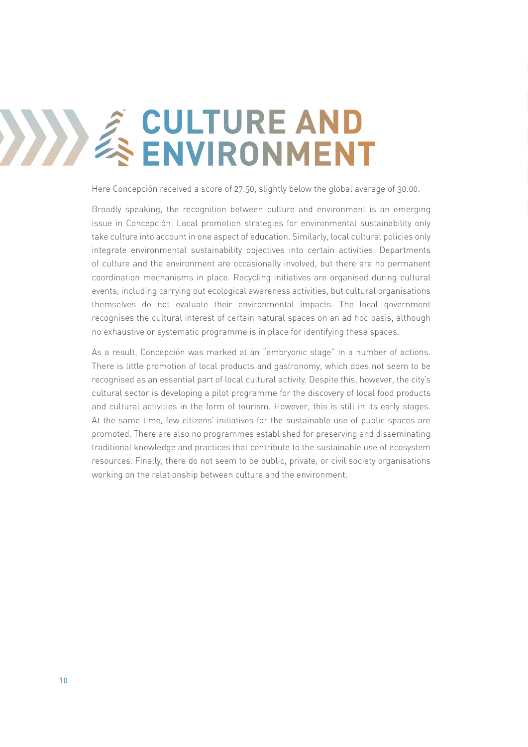# CULTURE AND ENVIRONMENT

Here Concepción received a score of 27.50, slightly below the global average of 30.00.

Broadly speaking, the recognition between culture and environment is an emerging issue in Concepción. Local promotion strategies for environmental sustainability only take culture into account in one aspect of education. Similarly, local cultural policies only integrate environmental sustainability objectives into certain activities. Departments of culture and the environment are occasionally involved, but there are no permanent coordination mechanisms in place. Recycling initiatives are organised during cultural events, including carrying out ecological awareness activities, but cultural organisations themselves do not evaluate their environmental impacts. The local government recognises the cultural interest of certain natural spaces on an ad hoc basis, although no exhaustive or systematic programme is in place for identifying these spaces.

As a result, Concepción was marked at an "embryonic stage" in a number of actions. There is little promotion of local products and gastronomy, which does not seem to be recognised as an essential part of local cultural activity. Despite this, however, the city's cultural sector is developing a pilot programme for the discovery of local food products and cultural activities in the form of tourism. However, this is still in its early stages. At the same time, few citizens' initiatives for the sustainable use of public spaces are promoted. There are also no programmes established for preserving and disseminating traditional knowledge and practices that contribute to the sustainable use of ecosystem resources. Finally, there do not seem to be public, private, or civil society organisations working on the relationship between culture and the environment.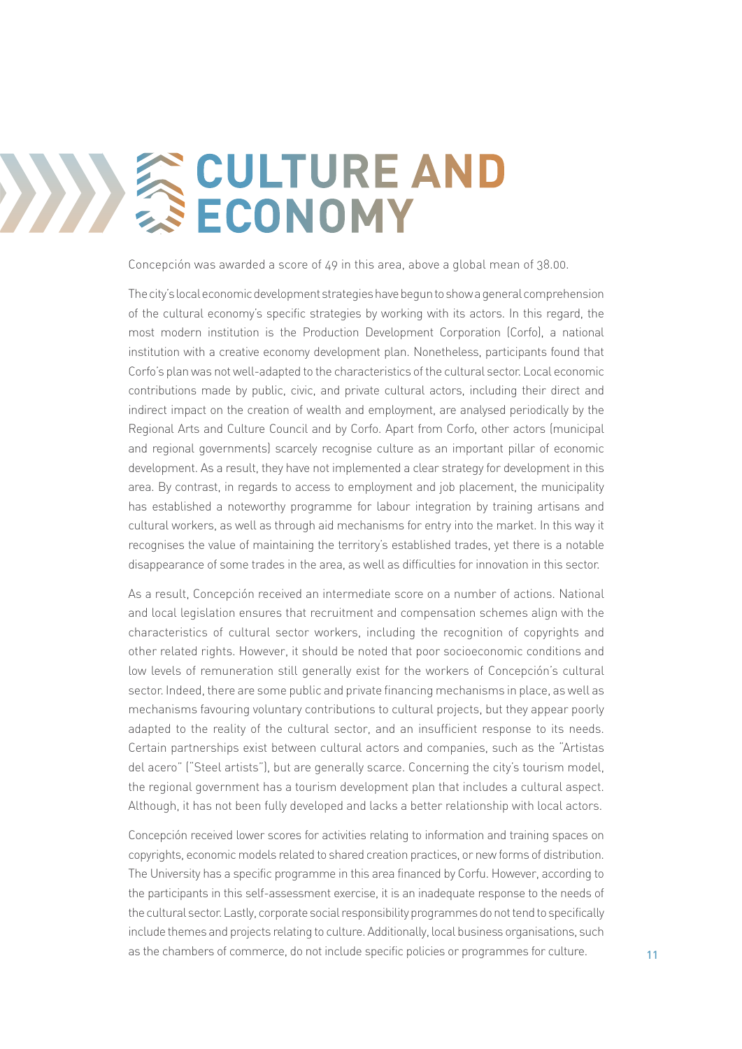# CULTURE AND ECONOMY

Concepción was awarded a score of 49 in this area, above a global mean of 38.00.

The city's local economic development strategies have begun to show a general comprehension of the cultural economy's specific strategies by working with its actors. In this regard, the most modern institution is the Production Development Corporation (Corfo), a national institution with a creative economy development plan. Nonetheless, participants found that Corfo's plan was not well-adapted to the characteristics of the cultural sector. Local economic contributions made by public, civic, and private cultural actors, including their direct and indirect impact on the creation of wealth and employment, are analysed periodically by the Regional Arts and Culture Council and by Corfo. Apart from Corfo, other actors (municipal and regional governments) scarcely recognise culture as an important pillar of economic development. As a result, they have not implemented a clear strategy for development in this area. By contrast, in regards to access to employment and job placement, the municipality has established a noteworthy programme for labour integration by training artisans and cultural workers, as well as through aid mechanisms for entry into the market. In this way it recognises the value of maintaining the territory's established trades, yet there is a notable disappearance of some trades in the area, as well as difficulties for innovation in this sector.

As a result, Concepción received an intermediate score on a number of actions. National and local legislation ensures that recruitment and compensation schemes align with the characteristics of cultural sector workers, including the recognition of copyrights and other related rights. However, it should be noted that poor socioeconomic conditions and low levels of remuneration still generally exist for the workers of Concepción's cultural sector. Indeed, there are some public and private financing mechanisms in place, as well as mechanisms favouring voluntary contributions to cultural projects, but they appear poorly adapted to the reality of the cultural sector, and an insufficient response to its needs. Certain partnerships exist between cultural actors and companies, such as the "Artistas del acero" ("Steel artists"), but are generally scarce. Concerning the city's tourism model, the regional government has a tourism development plan that includes a cultural aspect. Although, it has not been fully developed and lacks a better relationship with local actors.

Concepción received lower scores for activities relating to information and training spaces on copyrights, economic models related to shared creation practices, or new forms of distribution. The University has a specific programme in this area financed by Corfu. However, according to the participants in this self-assessment exercise, it is an inadequate response to the needs of the cultural sector. Lastly, corporate social responsibility programmes do not tend to specifically include themes and projects relating to culture. Additionally, local business organisations, such as the chambers of commerce, do not include specific policies or programmes for culture.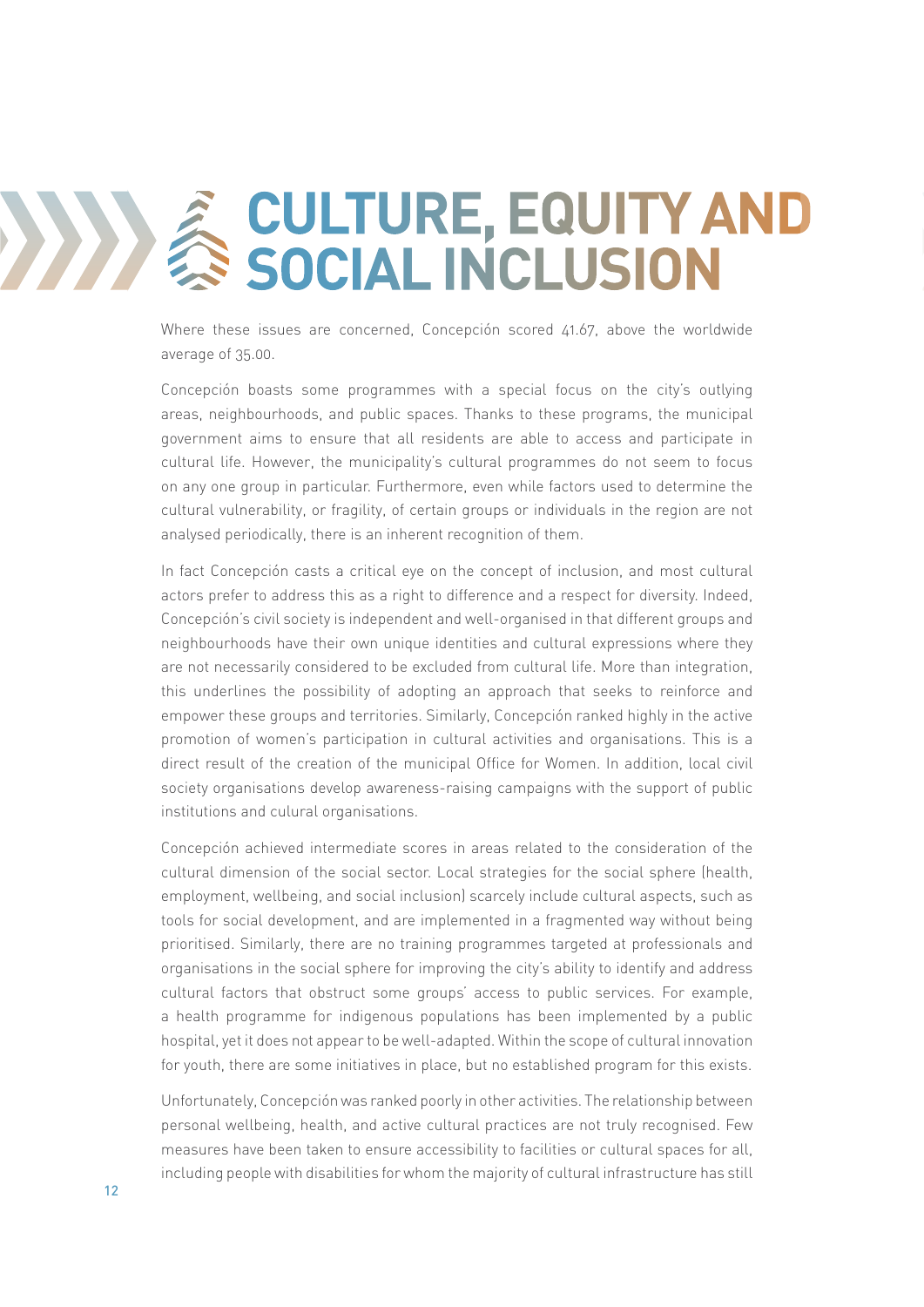# CULTURE, EQUITY AND SOCIAL INCLUSION

Where these issues are concerned, Concepción scored 41.67, above the worldwide average of 35.00.

Concepción boasts some programmes with a special focus on the city's outlying areas, neighbourhoods, and public spaces. Thanks to these programs, the municipal government aims to ensure that all residents are able to access and participate in cultural life. However, the municipality's cultural programmes do not seem to focus on any one group in particular. Furthermore, even while factors used to determine the cultural vulnerability, or fragility, of certain groups or individuals in the region are not analysed periodically, there is an inherent recognition of them.

In fact Concepción casts a critical eye on the concept of inclusion, and most cultural actors prefer to address this as a right to difference and a respect for diversity. Indeed, Concepción's civil society is independent and well-organised in that different groups and neighbourhoods have their own unique identities and cultural expressions where they are not necessarily considered to be excluded from cultural life. More than integration, this underlines the possibility of adopting an approach that seeks to reinforce and empower these groups and territories. Similarly, Concepción ranked highly in the active promotion of women's participation in cultural activities and organisations. This is a direct result of the creation of the municipal Office for Women. In addition, local civil society organisations develop awareness-raising campaigns with the support of public institutions and culral organisations.

Concepción achieved intermediate scores in areas related to the consideration of the cultural dimension of the social sector. Local strategies for the social sphere (health, employment, wellbeing, and social inclusion) scarcely include cultural aspects, such as tools for social development, and are implemented in a fragmented way without being prioritised. Similarly, there are no training programmes targeted at professionals and organisations in the social sphere for improving the city's ability to identify and address cultural factors that obstruct some groups' access to public services. For example, a health programme for indigenous populations has been implemented by a public hospital, yet it does not appear to be well-adapted. Within the scope of cultural innovation for youth, there are some initiatives in place, but no established program for this exists.

Unfortunately, Concepción was ranked poorly in other activities. The relationship between personal wellbeing, health, and active cultural practices are not truly recognised. Few measures have been taken to ensure accessibility to facilities or cultural spaces for all, including people with disabilities for whom the majority of cultural infrastructure has still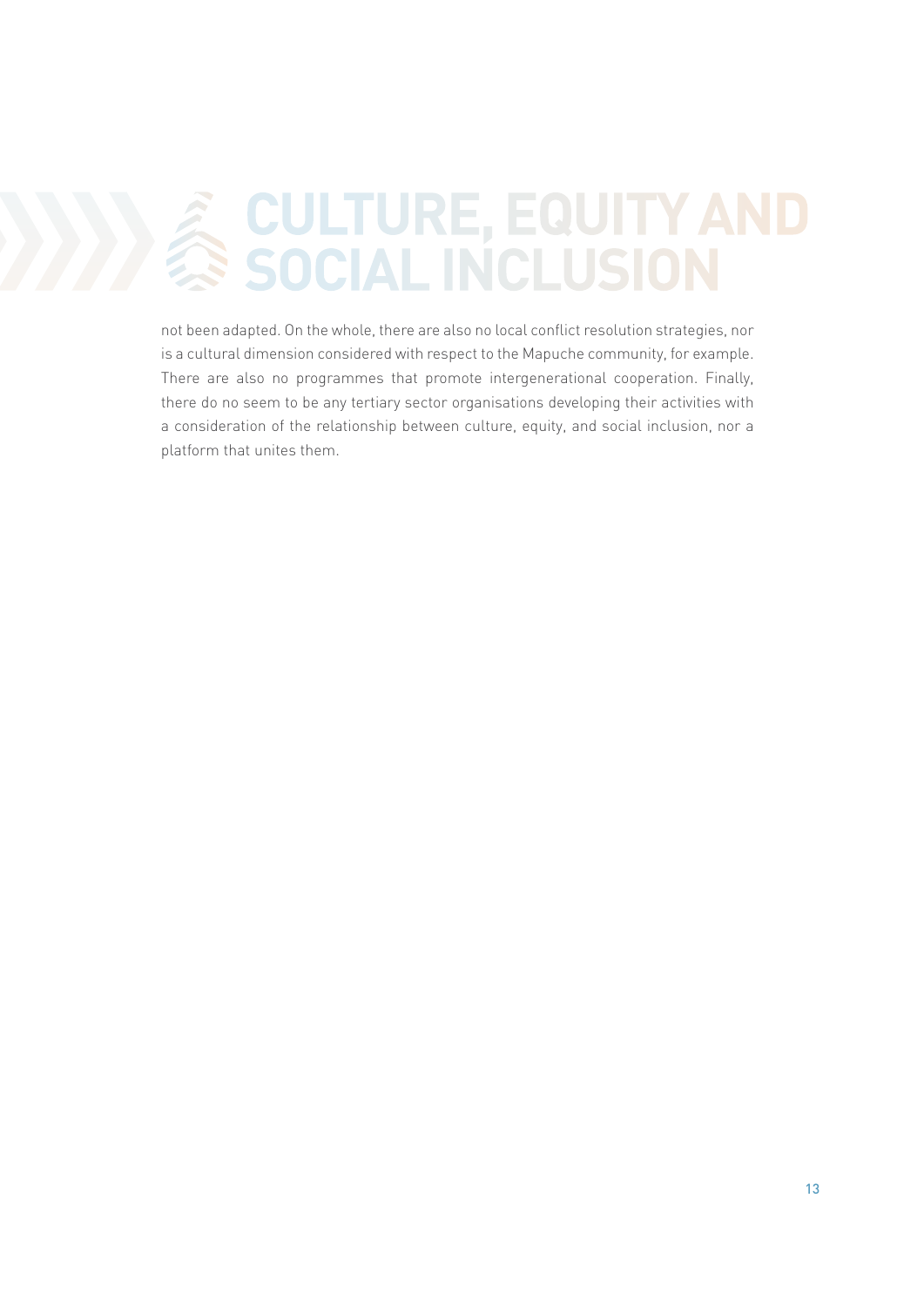not been adapted. On the whole, there are also no local conflict resolution strategies, nor is a cultural dimension considered with respect to the Mapuche community, for example. There are also no programmes that promote intergenerational cooperation. Finally, there do no seem to be any tertiary sector organisations developing their activities with a consideration of the relationship between culture, equity, and social inclusion, nor a platform that unites them.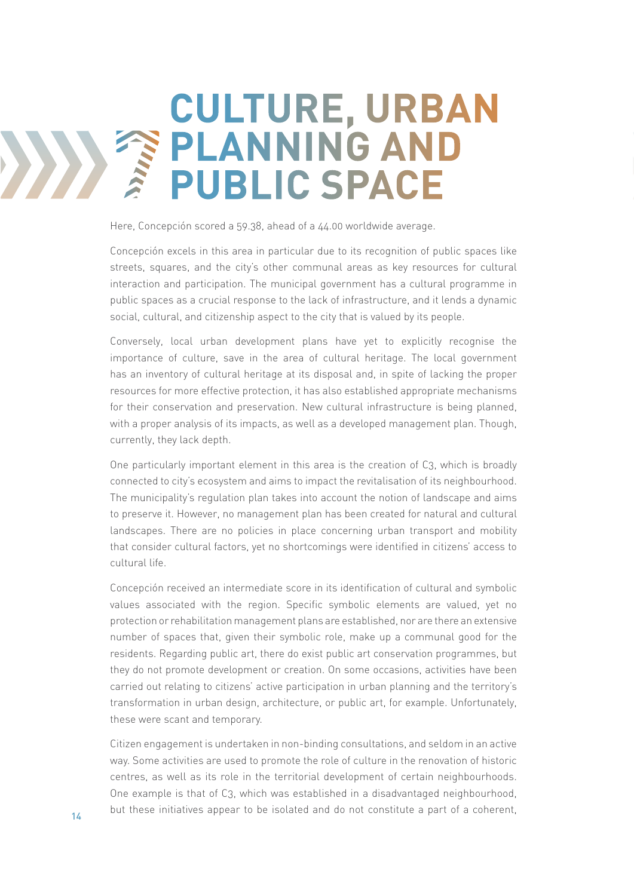# CULTURE, URBAN PLANNING AND PUBLIC SPACE

Here, Concepción scored a 59.38, ahead of a 44.00 worldwide average.

Concepción excels in this area in particular due to its recognition of public spaces like streets, squares, and the city's other communal areas as key resources for cultural interaction and participation. The municipal government has a cultural programme in public spaces as a crucial response to the lack of infrastructure, and it lends a dynamic social, cultural, and citizenship aspect to the city that is valued by its people.

Conversely, local urban development plans have yet to explicitly recognise the importance of culture, save in the area of cultural heritage. The local government has an inventory of cultural heritage at its disposal and, in spite of lacking the proper resources for more effective protection, it has also established appropriate mechanisms for their conservation and preservation. New cultural infrastructure is being planned, with a proper analysis of its impacts, as well as a developed management plan. Though, currently, they lack depth.

One particularly important element in this area is the creation of C3, which is broadly connected to city's ecosystem and aims to impact the revitalisation of its neighbourhood. The municipality's regulation plan takes into account the notion of landscape and aims to preserve it. However, no management plan has been created for natural and cultural landscapes. There are no policies in place concerning urban transport and mobility that consider cultural factors, yet no shortcomings were identified in citizens' access to cultural life.

Concepción received an intermediate score in its identification of cultural and symbolic values associated with the region. Specific symbolic elements are valued, yet no protection or rehabilitation management plans are established, nor are there an extensive number of spaces that, given their symbolic role, make up a communal good for the residents. Regarding public art, there do exist public art conservation programmes, but they do not promote development or creation. On some occasions, activities have been carried out relating to citizens' active participation in urban planning and the territory's transformation in urban design, architecture, or public art, for example. Unfortunately, these were scant and temporary.

Citizen engagement is undertaken in non-binding consultations, and seldom in an active way. Some activities are used to promote the role of culture in the renovation of historic centres, as well as its role in the territorial development of certain neighbourhoods. One example is that of C3, which was established in a disadvantaged neighbourhood, but these initiatives appear to be isolated and do not constitute a part of a coherent,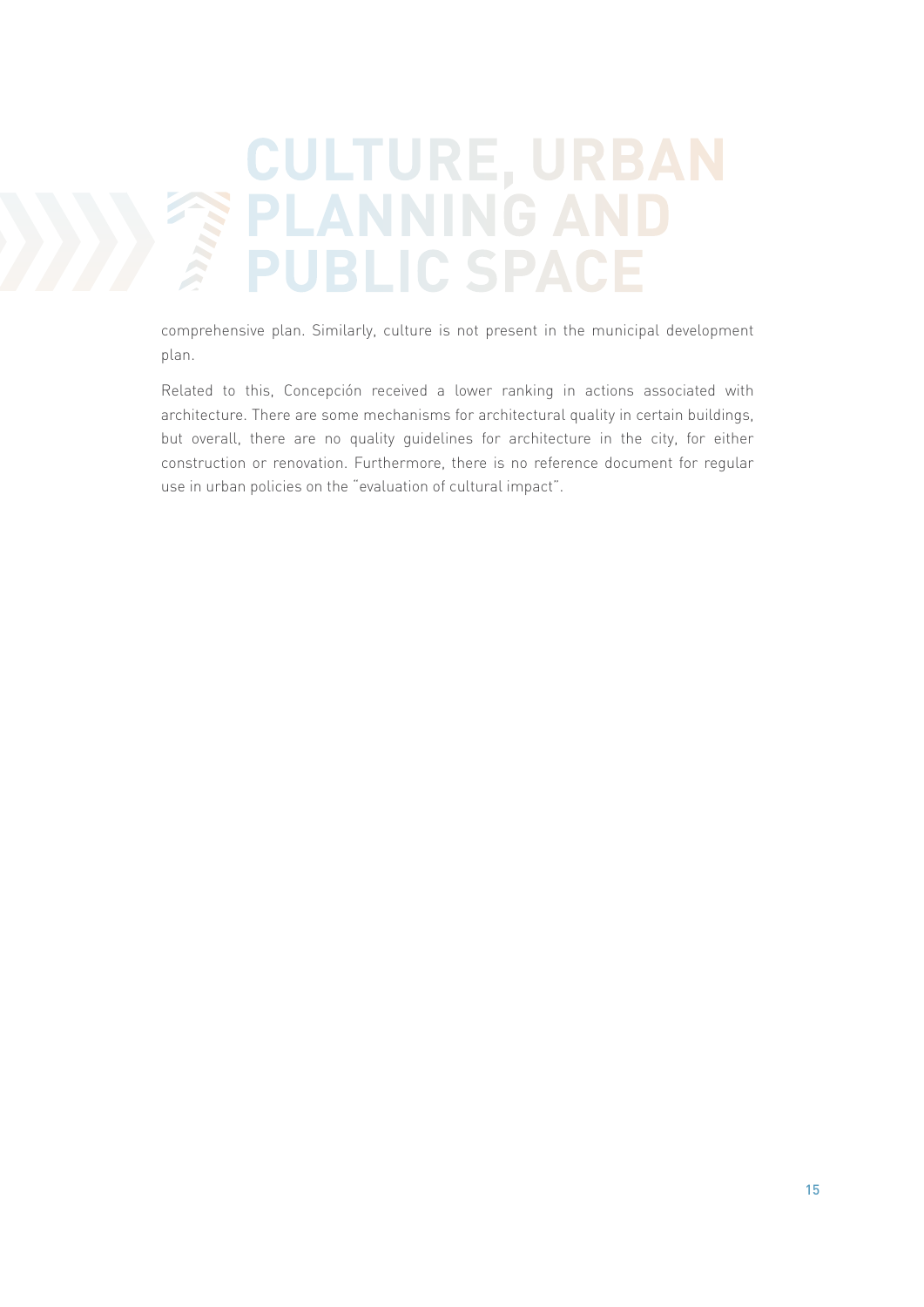comprehensive plan. Similarly, culture is not present in the municipal development plan.

Related to this, Concepción received a lower ranking in actions associated with architecture. There are some mechanisms for architectural quality in certain buildings, but overall, there are no quality guidelines for architecture in the city, for either construction or renovation. Furthermore, there is no reference document for regular use in urban policies on the "evaluation of cultural impact".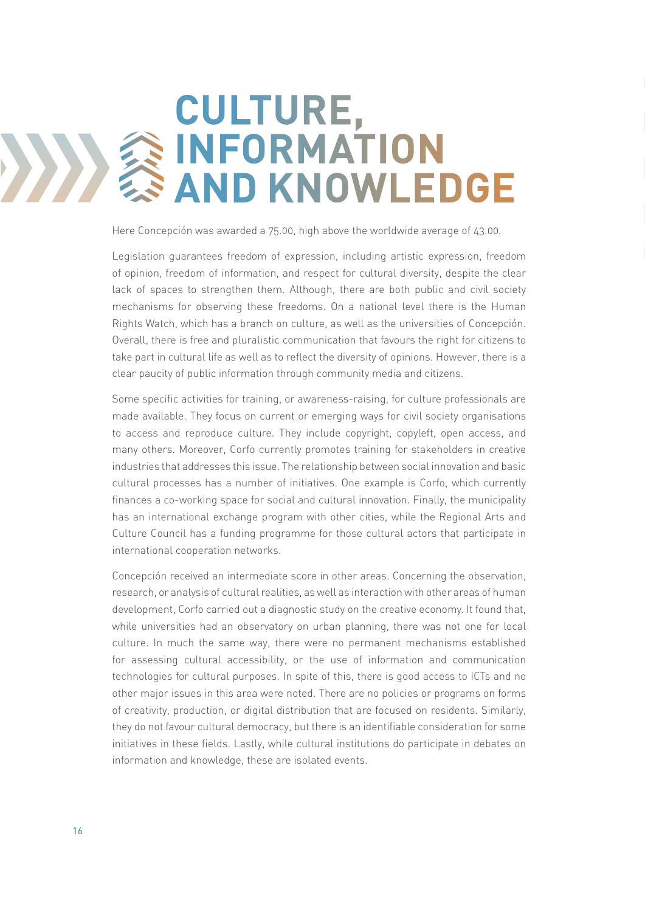# CULTURE, INFORMATION AND KNOWLEDGE

Here Concepción was awarded a 75.00, high above the worldwide average of 43.00.

Legislation guarantees freedom of expression, including artistic expression, freedom of opinion, freedom of information, and respect for cultural diversity, despite the clear lack of spaces to strengthen them. Although, there are both public and civil society mechanisms for observing these freedoms. On a national level there is the Human Rights Watch, which has a branch on culture, as well as the universities of Concepción. Overall, there is free and pluralistic communication that favours the right for citizens to take part in cultural life as well as to reflect the diversity of opinions. However, there is a clear paucity of public information through community media and citizens.

Some specific activities for training, or awareness-raising, for culture professionals are made available. They focus on current or emerging ways for civil society organisations to access and reproduce culture. They include copyright, copyleft, open access, and many others. Moreover, Corfo currently promotes training for stakeholders in creative industries that addresses this issue. The relationship between social innovation and basic cultural processes has a number of initiatives. One example is Corfo, which currently finances a co-working space for social and cultural innovation. Finally, the municipality has an international exchange program with other cities, while the Regional Arts and Culture Council has a funding programme for those cultural actors that participate in international cooperation networks.

Concepción received an intermediate score in other areas. Concerning the observation, research, or analysis of cultural realities, as well as interaction with other areas of human development, Corfo carried out a diagnostic study on the creative economy. It found that, while universities had an observatory on urban planning, there was not one for local culture. In much the same way, there were no permanent mechanisms established for assessing cultural accessibility, or the use of information and communication technologies for cultural purposes. In spite of this, there is good access to ICTs and no other major issues in this area were noted. There are no policies or programs on forms of creativity, production, or digital distribution that are focused on residents. Similarly, they do not favour cultural democracy, but there is an identifiable consideration for some initiatives in these fields. Lastly, while cultural institutions do participate in debates on information and knowledge, these are isolated events.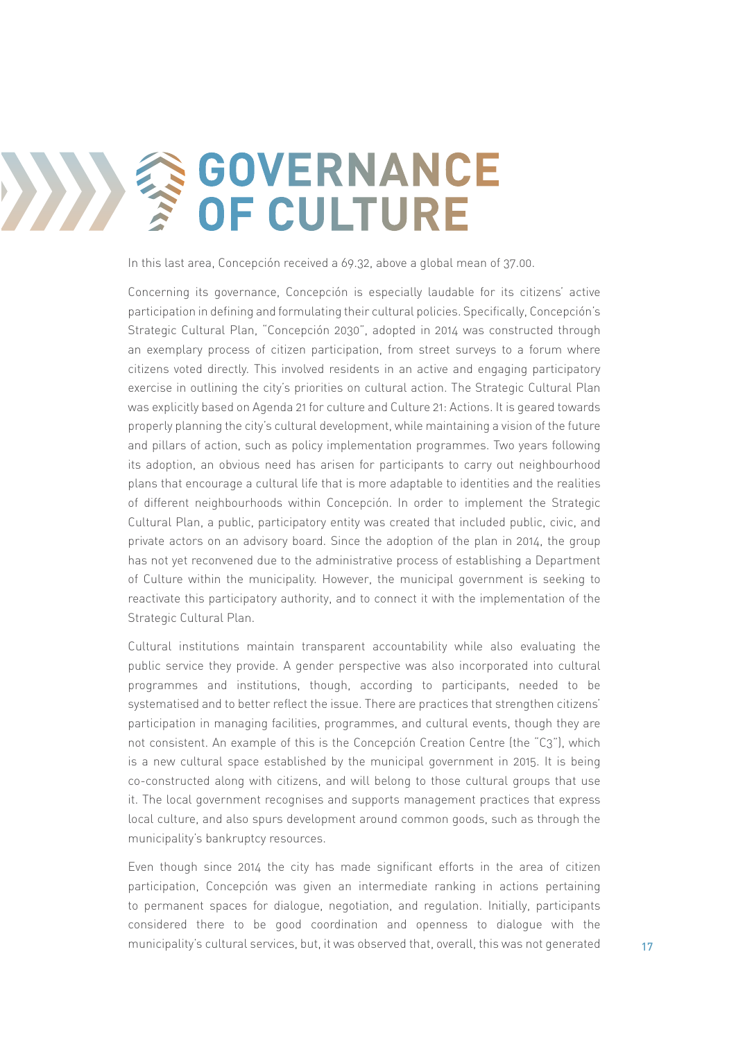# GOVERNANCE OF CULTURE

In this last area, Concepción received a 69.32, above a global mean of 37.00.

Concerning its governance, Concepción is especially laudable for its citizens' active participation in defining and formulating their cultural policies. Specifically, Concepción's Strategic Cultural Plan, "Concepción 2030", adopted in 2014 was constructed through an exemplary process of citizen participation, from street surveys to a forum where citizens voted directly. This involved residents in an active and engaging participatory exercise in outlining the city's priorities on cultural action. The Strategic Cultural Plan was explicitly based on Agenda 21 for culture and Culture 21: Actions. It is geared towards properly planning the city's cultural development, while maintaining a vision of the future and pillars of action, such as policy implementation programmes. Two years following its adoption, an obvious need has arisen for participants to carry out neighbourhood plans that encourage a cultural life that is more adaptable to identities and the realities of different neighbourhoods within Concepción. In order to implement the Strategic Cultural Plan, a public, participatory entity was created that included public, civic, and private actors on an advisory board. Since the adoption of the plan in 2014, the group has not yet reconvened due to the administrative process of establishing a Department of Culture within the municipality. However, the municipal government is seeking to reactivate this participatory authority, and to connect it with the implementation of the Strategic Cultural Plan.

Cultural institutions maintain transparent accountability while also evaluating the public service they provide. A gender perspective was also incorporated into cultural programmes and institutions, though, according to participants, needed to be systematised and to better reflect the issue. There are practices that strengthen citizens' participation in managing facilities, programmes, and cultural events, though they are not consistent. An example of this is the Concepción Creation Centre (the "C3"), which is a new cultural space established by the municipal government in 2015. It is being co-constructed along with citizens, and will belong to those cultural groups that use it. The local government recognises and supports management practices that express local culture, and also spurs development around common goods, such as through the municipality's bankruptcy resources.

Even though since 2014 the city has made significant efforts in the area of citizen participation, Concepción was given an intermediate ranking in actions pertaining to permanent spaces for dialogue, negotiation, and regulation. Initially, participants considered there to be good coordination and openness to dialogue with the municipality's cultural services, but, it was observed that, overall, this was not generated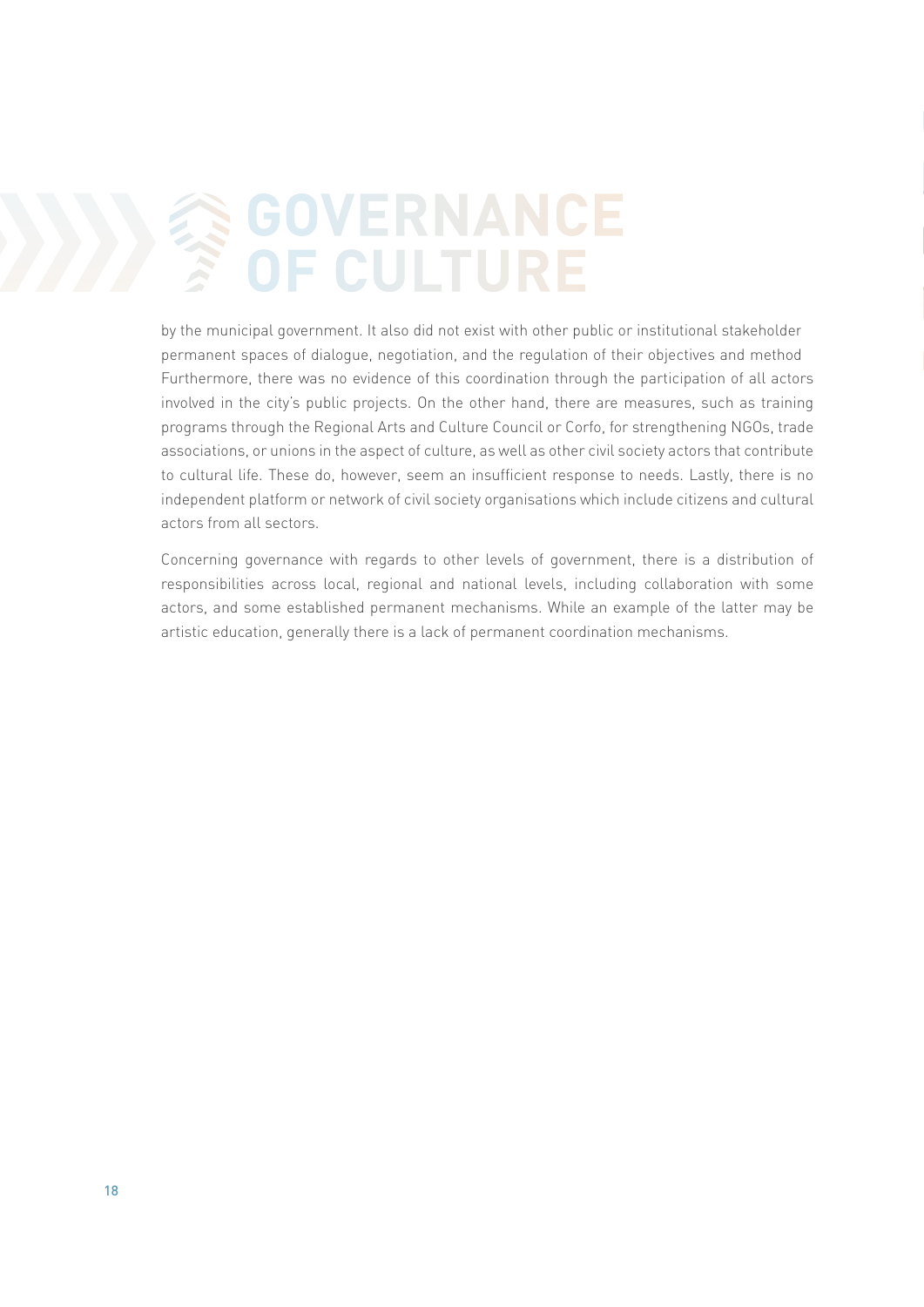# GOVERNANCE OF CULTURE

by the municipal government. It also did not exist with other public or institutional stakeholder permanent spaces of dialogue, negotiation, and the regulation of their objectives and method Furthermore, there was no evidence of this coordination through the participation of all actors involved in the city's public projects. On the other hand, there are measures, such as training programs through the Regional Arts and Culture Council or Corfo, for strengthening NGOs, trade associations, or unions in the aspect of culture, as well as other civil society actors that contribute to cultural life. These do, however, seem an insufficient response to needs. Lastly, there is no independent platform or network of civil society organisations which include citizens and cultural actors from all sectors.

Concerning governance with regards to other levels of government, there is a distribution of responsibilities across local, regional and national levels, including collaboration with some actors, and some established permanent mechanisms. While an example of the latter may be artistic education, generally there is a lack of permanent coordination mechanisms.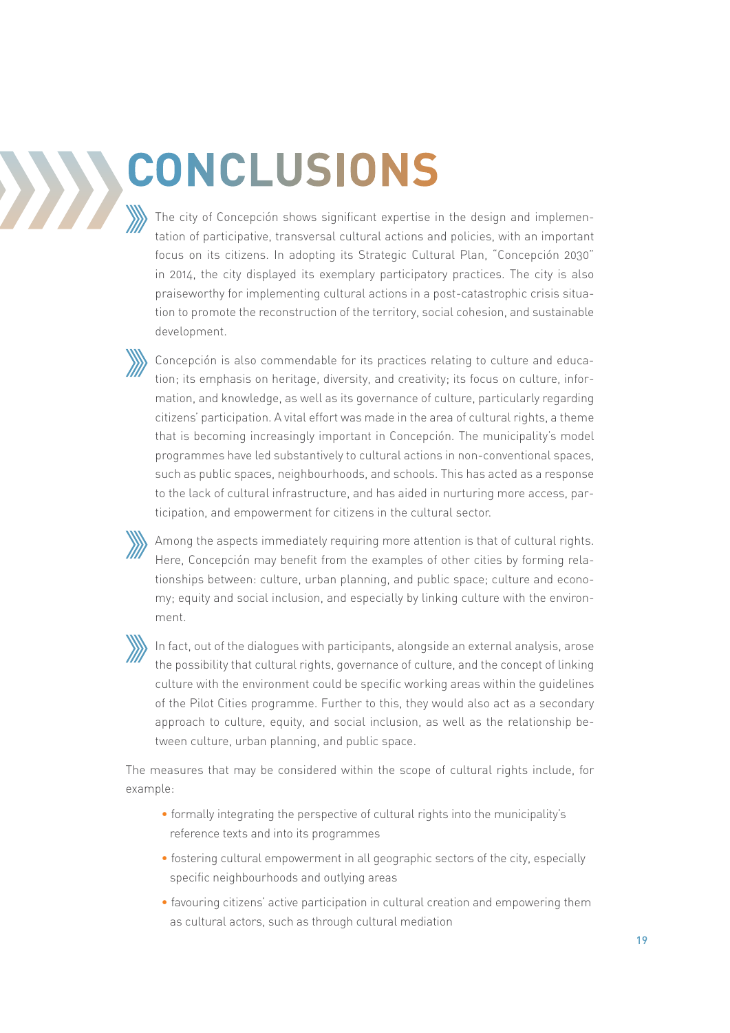# CONCLUSIONS

The city of Concepción shows significant expertise in the design and implementation of participative, transversal cultural actions and policies, with an important focus on its citizens. In adopting its Strategic Cultural Plan, "Concepción 2030" in 2014, the city displayed its exemplary participatory practices. The city is also praiseworthy for implementing cultural actions in a post-catastrophic crisis situation to promote the reconstruction of the territory, social cohesion, and sustainable development.

Concepción is also commendable for its practices relating to culture and education; its emphasis on heritage, diversity, and creativity; its focus on culture, information, and knowledge, as well as its governance of culture, particularly regarding citizens' participation. A vital effort was made in the area of cultural rights, a theme that is becoming increasingly important in Concepción. The municipality's model programmes have led substantively to cultural actions in non-conventional spaces, such as public spaces, neighbourhoods, and schools. This has acted as a response to the lack of cultural infrastructure, and has aided in nurturing more access, participation, and empowerment for citizens in the cultural sector.

Among the aspects immediately requiring more attention is that of cultural rights. Here, Concepción may benefit from the examples of other cities by forming relationships between: culture, urban planning, and public space; culture and economy; equity and social inclusion, and especially by linking culture with the environment.

In fact, out of the dialogues with participants, alongside an external analysis, arose the possibility that cultural rights, governance of culture, and the concept of linking culture with the environment could be specific working areas within the guidelines of the Pilot Cities programme. Further to this, they would also act as a secondary approach to culture, equity, and social inclusion, as well as the relationship between culture, urban planning, and public space.

The measures that may be considered within the scope of cultural rights include, for example:

- formally integrating the perspective of cultural rights into the municipality's reference texts and into its programmes
- fostering cultural empowerment in all geographic sectors of the city, especially specific neighbourhoods and outlying areas
- favouring citizens' active participation in cultural creation and empowering them as cultural actors, such as through cultural mediation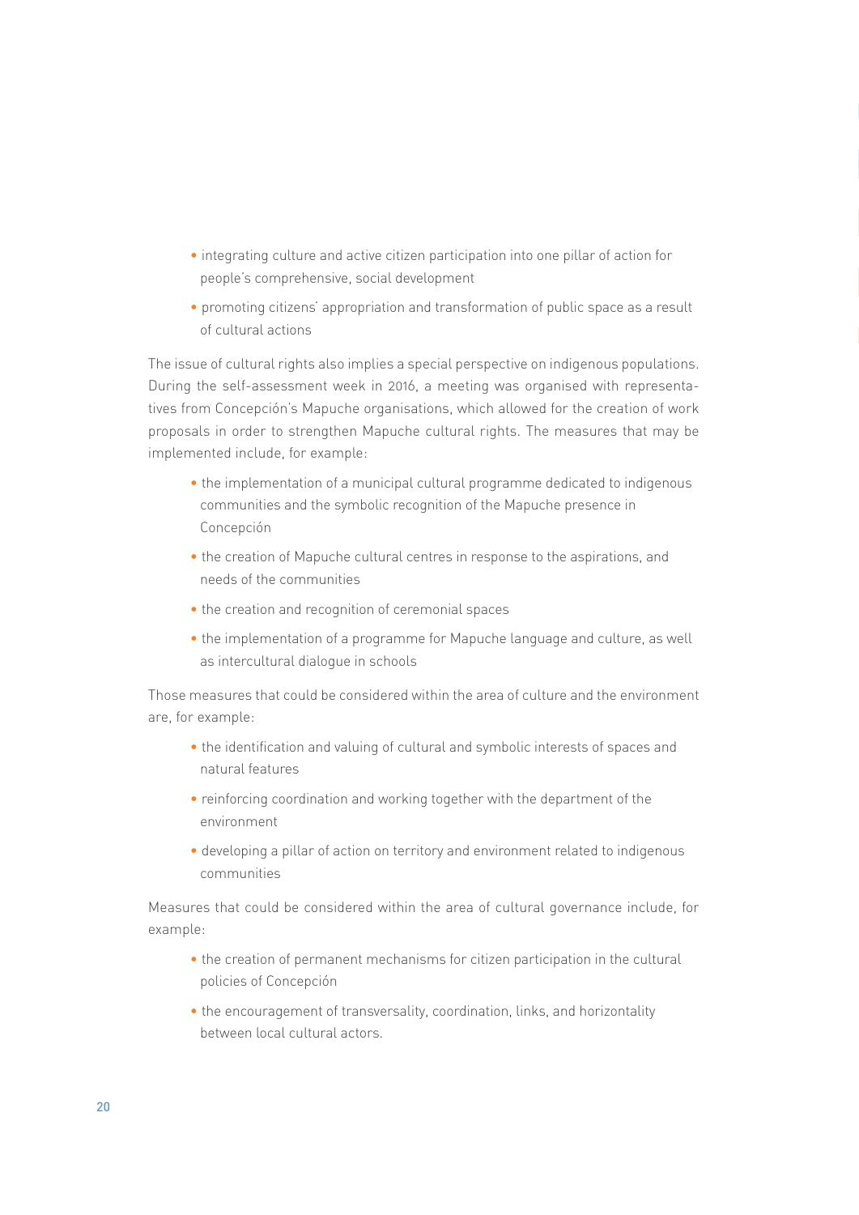- integrating culture and active citizen participation into one pillar of action for people's comprehensive, social development
- promoting citizens' appropriation and transformation of public space as a result of cultural actions

The issue of cultural rights also implies a special perspective on indigenous populations. During the self-assessment week in 2016, a meeting was organised with representatives from Concepción's Mapuche organisations, which allowed for the creation of work proposals in order to strengthen Mapuche cultural rights. The measures that may be implemented include, for example:

- the implementation of a municipal cultural programme dedicated to indigenous communities and the symbolic recognition of the Mapuche presence in Concepción
- the creation of Mapuche cultural centres in response to the aspirations, and needs of the communities
- the creation and recognition of ceremonial spaces
- the implementation of a programme for Mapuche language and culture, as well as intercultural dialogue in schools

Those measures that could be considered within the area of culture and the environment are, for example:

- the identification and valuing of cultural and symbolic interests of spaces and natural features
- reinforcing coordination and working together with the department of the environment
- developing a pillar of action on territory and environment related to indigenous communities

Measures that could be considered within the area of cultural governance include, for example:

- the creation of permanent mechanisms for citizen participation in the cultural policies of Concepción
- the encouragement of transversality, coordination, links, and horizontality between local cultural actors.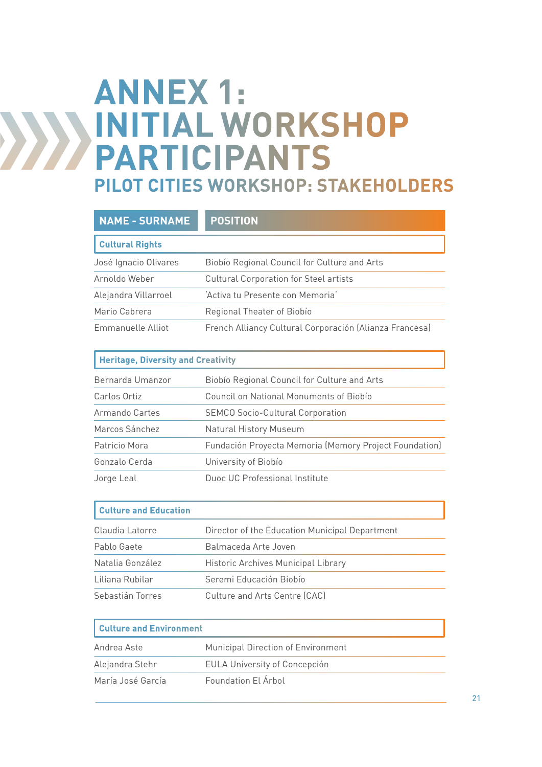# ANNEX 1: INITIAL WORKSHOP PARTICIPANTS

## PILOT CITIES WORKSHOP: STAKEHOLDERS

| NAME - SURNAME | POSITION |
|---|---|
| **Cultural Rights** | |
| José Ignacio Olivares | Biobío Regional Council for Culture and Arts |
| Arnoldo Weber | Cultural Corporation for Steel artists |
| Alejandra Villarroel | 'Activa tu Presente con Memoria' |
| Mario Cabrera | Regional Theater of Biobío |
| Emmanuelle Alliot | French Alliancy Cultural Corporación (Alianza Francesa) |
| **Heritage, Diversity and Creativity** | |
| Bernarda Umanzor | Biobío Regional Council for Culture and Arts |
| Carlos Ortiz | Council on National Monuments of Biobío |
| Armando Cartes | SEMCO Socio-Cultural Corporation |
| Marcos Sánchez | Natural History Museum |
| Patricio Mora | Fundación Proyecta Memoria (Memory Project Foundation) |
| Gonzalo Cerda | University of Biobío |
| Jorge Leal | Duoc UC Professional Institute |
| **Culture and Education** | |
| Claudia Latorre | Director of the Education Municipal Department |
| Pablo Gaete | Balmaceda Arte Joven |
| Natalia González | Historic Archives Municipal Library |
| Liliana Rubilar | Seremi Educación Biobío |
| Sebastián Torres | Culture and Arts Centre (CAC) |
| **Culture and Environment** | |
| Andrea Aste | Municipal Direction of Environment |
| Alejandra Stehr | EULA University of Concepción |
| María José García | Foundation El Árbol |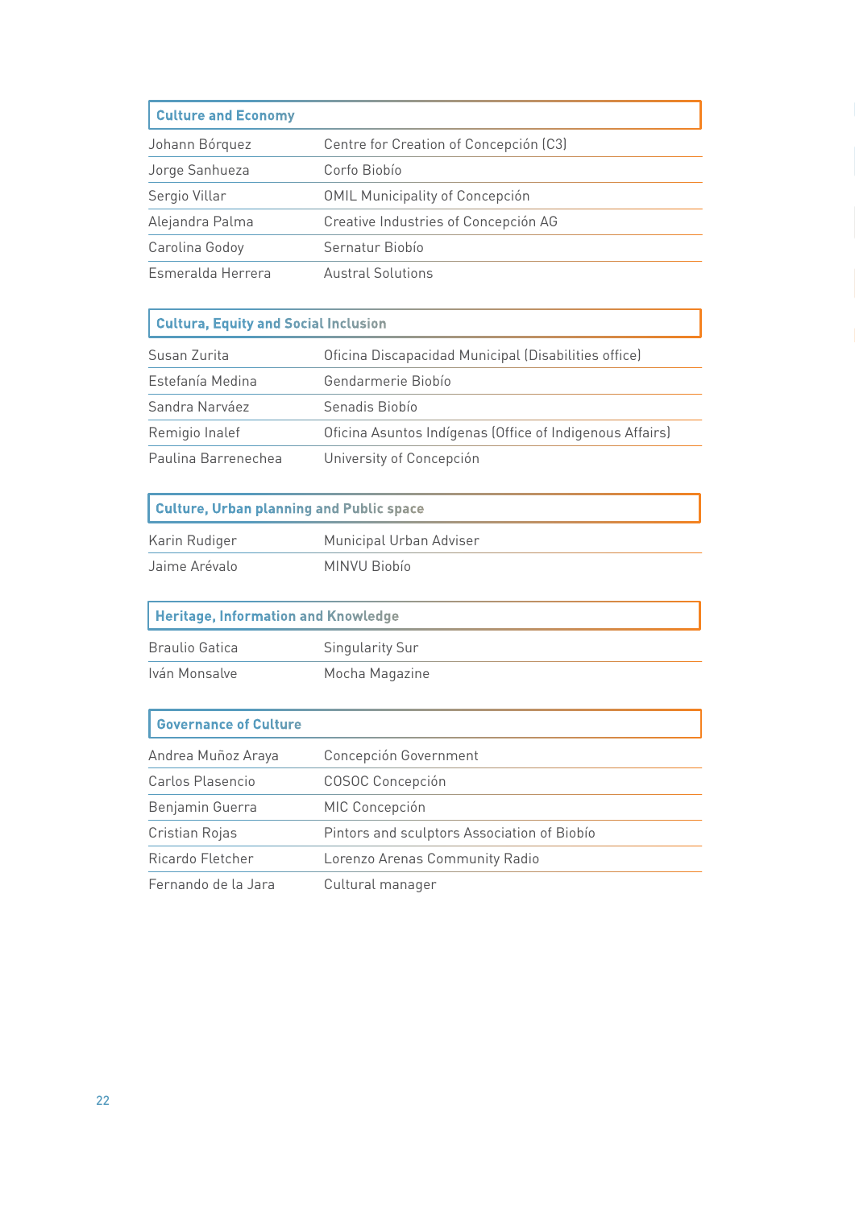| Culture and Economy | |
|---|---|
| Johann Bórquez | Centre for Creation of Concepción (C3) |
| Jorge Sanhueza | Corfo Biobío |
| Sergio Villar | OMIL Municipality of Concepción |
| Alejandra Palma | Creative Industries of Concepción AG |
| Carolina Godoy | Sernatur Biobío |
| Esmeralda Herrera | Austral Solutions |

| Cultura, Equity and Social Inclusion | |
|---|---|
| Susan Zurita | Oficina Discapacidad Municipal (Disabilities office) |
| Estefanía Medina | Gendarmerie Biobío |
| Sandra Narváez | Senadis Biobío |
| Remigio Inalef | Oficina Asuntos Indígenas (Office of Indigenous Affairs) |
| Paulina Barrenechea | University of Concepción |

| Culture, Urban planning and Public space | |
|---|---|
| Karin Rudiger | Municipal Urban Adviser |
| Jaime Arévalo | MINVU Biobío |

| Heritage, Information and Knowledge | |
|---|---|
| Braulio Gatica | Singularity Sur |
| Iván Monsalve | Mocha Magazine |

| Governance of Culture | |
|---|---|
| Andrea Muñoz Araya | Concepción Government |
| Carlos Plasencio | COSOC Concepción |
| Benjamin Guerra | MIC Concepción |
| Cristian Rojas | Pintors and sculptors Association of Biobío |
| Ricardo Fletcher | Lorenzo Arenas Community Radio |
| Fernando de la Jara | Cultural manager |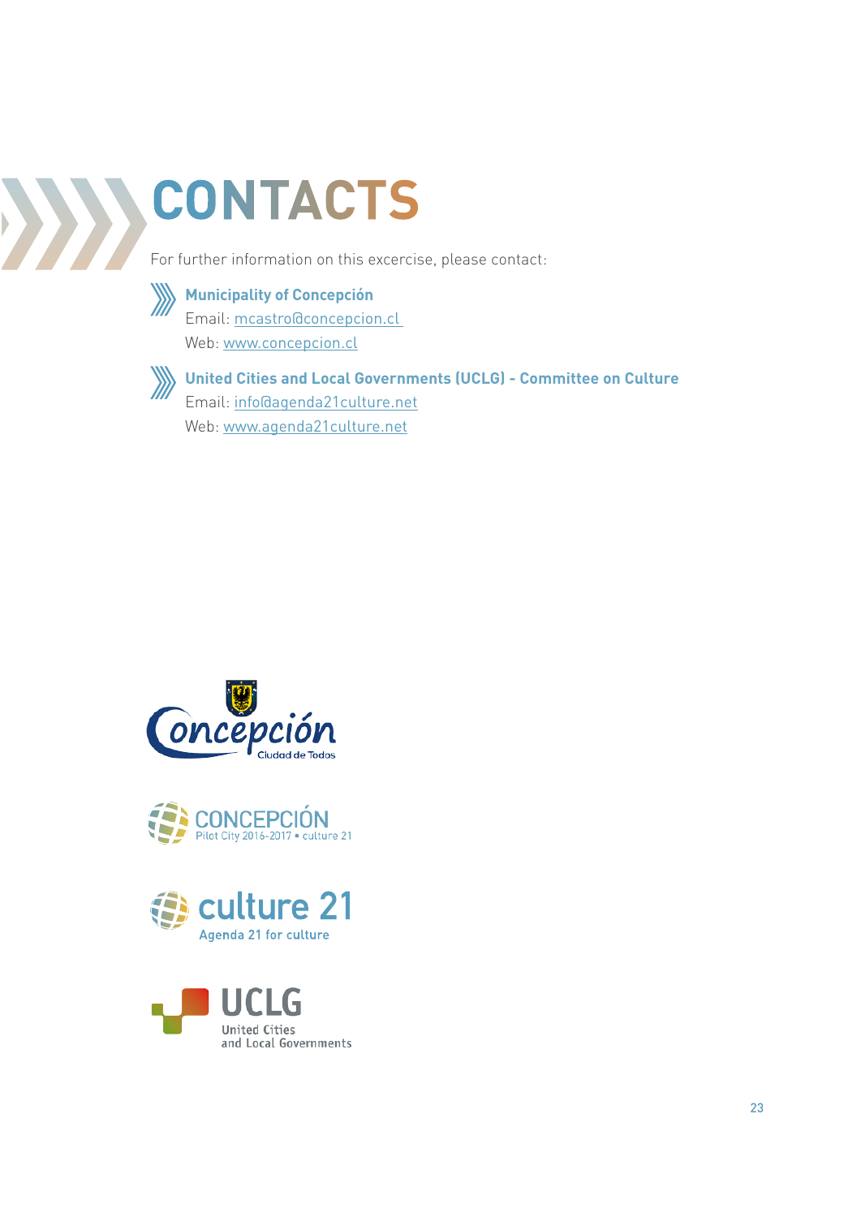# CONTACTS

For further information on this excercise, please contact:

**Municipality of Concepción**
Email: mcastro@concepcion.cl
Web: www.concepcion.cl

**United Cities and Local Governments (UCLG) - Committee on Culture**
Email: info@agenda21culture.net
Web: www.agenda21culture.net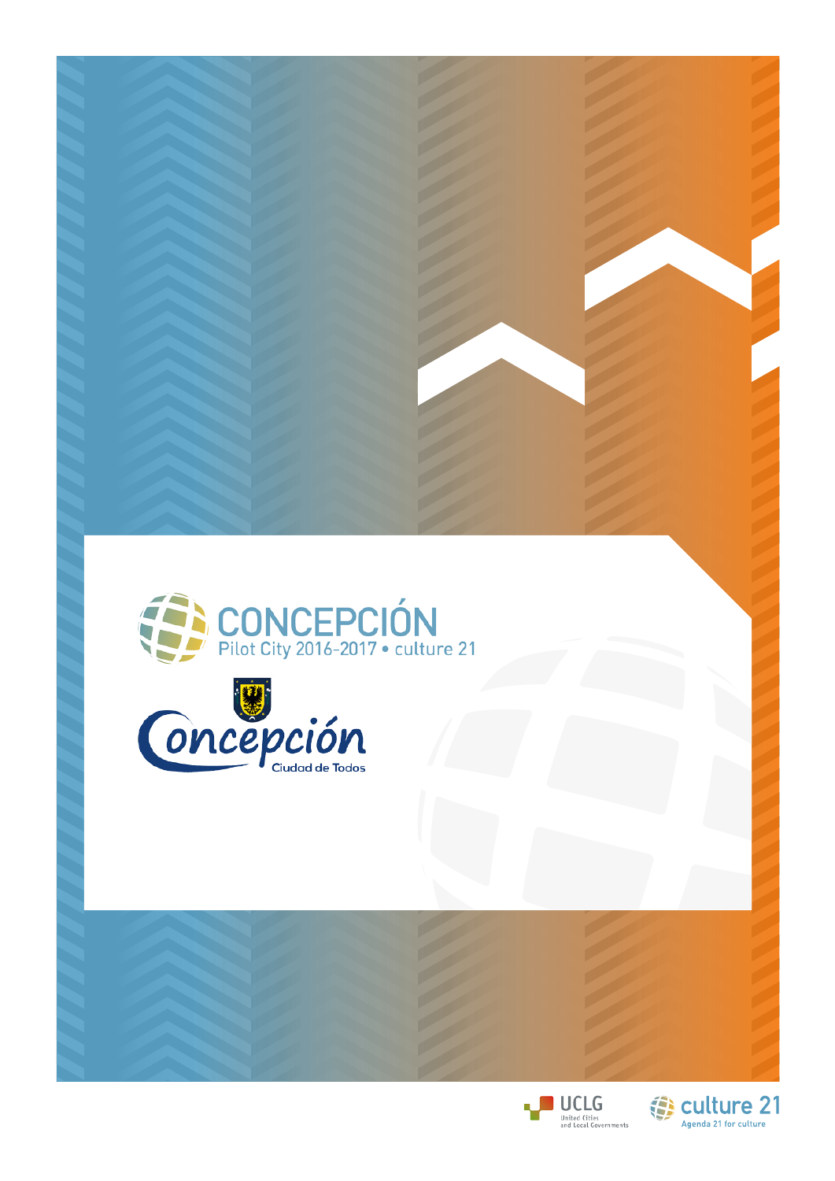CONCEPCIÓN

Pilot City 2016-2017 • culture 21

Concepción

Ciudad de Todos

UCLG

United Cities and Local Governments

culture 21

Agenda 21 for culture